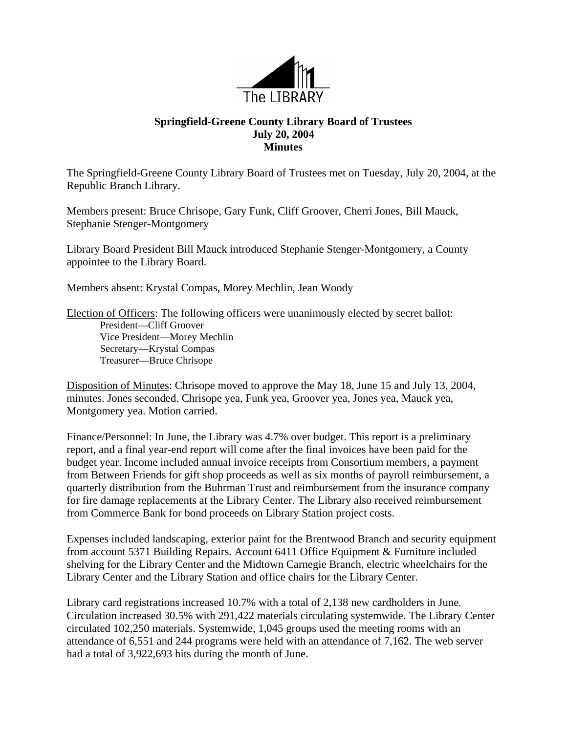The LIBRARY

# Springfield-Greene County Library Board of Trustees
## July 20, 2004
## Minutes

The Springfield-Greene County Library Board of Trustees met on Tuesday, July 20, 2004, at the Republic Branch Library.

Members present: Bruce Chrisope, Gary Funk, Cliff Groover, Cherri Jones, Bill Mauck, Stephanie Stenger-Montgomery

Library Board President Bill Mauck introduced Stephanie Stenger-Montgomery, a County appointee to the Library Board.

Members absent: Krystal Compas, Morey Mechlin, Jean Woody

Election of Officers: The following officers were unanimously elected by secret ballot:

President—Cliff Groover
Vice President—Morey Mechlin
Secretary—Krystal Compas
Treasurer—Bruce Chrisope

Disposition of Minutes: Chrisope moved to approve the May 18, June 15 and July 13, 2004, minutes. Jones seconded. Chrisope yea, Funk yea, Groover yea, Jones yea, Mauck yea, Montgomery yea. Motion carried.

Finance/Personnel: In June, the Library was 4.7% over budget. This report is a preliminary report, and a final year-end report will come after the final invoices have been paid for the budget year. Income included annual invoice receipts from Consortium members, a payment from Between Friends for gift shop proceeds as well as six months of payroll reimbursement, a quarterly distribution from the Buhrman Trust and reimbursement from the insurance company for fire damage replacements at the Library Center. The Library also received reimbursement from Commerce Bank for bond proceeds on Library Station project costs.

Expenses included landscaping, exterior paint for the Brentwood Branch and security equipment from account 5371 Building Repairs. Account 6411 Office Equipment & Furniture included shelving for the Library Center and the Midtown Carnegie Branch, electric wheelchairs for the Library Center and the Library Station and office chairs for the Library Center.

Library card registrations increased 10.7% with a total of 2,138 new cardholders in June. Circulation increased 30.5% with 291,422 materials circulating systemwide. The Library Center circulated 102,250 materials. Systemwide, 1,045 groups used the meeting rooms with an attendance of 6,551 and 244 programs were held with an attendance of 7,162. The web server had a total of 3,922,693 hits during the month of June.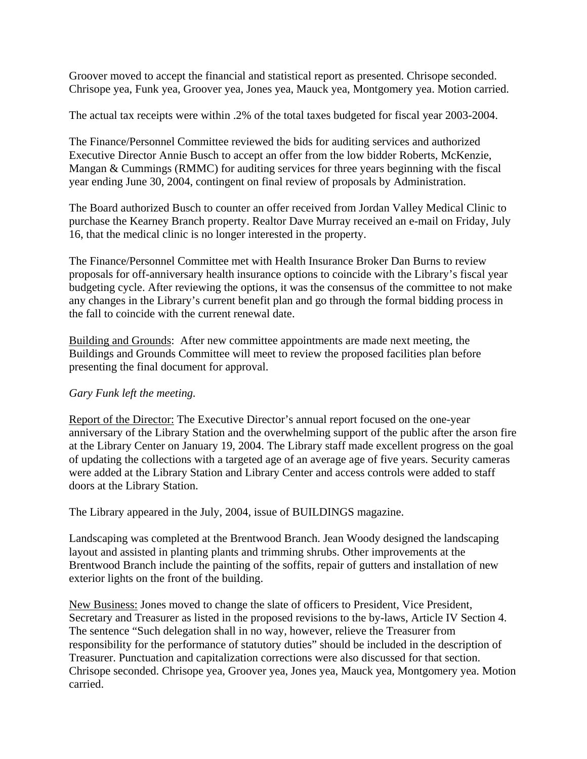Groover moved to accept the financial and statistical report as presented. Chrisope seconded. Chrisope yea, Funk yea, Groover yea, Jones yea, Mauck yea, Montgomery yea. Motion carried.

The actual tax receipts were within .2% of the total taxes budgeted for fiscal year 2003-2004.

The Finance/Personnel Committee reviewed the bids for auditing services and authorized Executive Director Annie Busch to accept an offer from the low bidder Roberts, McKenzie, Mangan & Cummings (RMMC) for auditing services for three years beginning with the fiscal year ending June 30, 2004, contingent on final review of proposals by Administration.

The Board authorized Busch to counter an offer received from Jordan Valley Medical Clinic to purchase the Kearney Branch property. Realtor Dave Murray received an e-mail on Friday, July 16, that the medical clinic is no longer interested in the property.

The Finance/Personnel Committee met with Health Insurance Broker Dan Burns to review proposals for off-anniversary health insurance options to coincide with the Library's fiscal year budgeting cycle. After reviewing the options, it was the consensus of the committee to not make any changes in the Library's current benefit plan and go through the formal bidding process in the fall to coincide with the current renewal date.

<u>Building and Grounds</u>: After new committee appointments are made next meeting, the Buildings and Grounds Committee will meet to review the proposed facilities plan before presenting the final document for approval.

*Gary Funk left the meeting.*

<u>Report of the Director:</u> The Executive Director's annual report focused on the one-year anniversary of the Library Station and the overwhelming support of the public after the arson fire at the Library Center on January 19, 2004. The Library staff made excellent progress on the goal of updating the collections with a targeted age of an average age of five years. Security cameras were added at the Library Station and Library Center and access controls were added to staff doors at the Library Station.

The Library appeared in the July, 2004, issue of BUILDINGS magazine.

Landscaping was completed at the Brentwood Branch. Jean Woody designed the landscaping layout and assisted in planting plants and trimming shrubs. Other improvements at the Brentwood Branch include the painting of the soffits, repair of gutters and installation of new exterior lights on the front of the building.

<u>New Business:</u> Jones moved to change the slate of officers to President, Vice President, Secretary and Treasurer as listed in the proposed revisions to the by-laws, Article IV Section 4. The sentence "Such delegation shall in no way, however, relieve the Treasurer from responsibility for the performance of statutory duties" should be included in the description of Treasurer. Punctuation and capitalization corrections were also discussed for that section. Chrisope seconded. Chrisope yea, Groover yea, Jones yea, Mauck yea, Montgomery yea. Motion carried.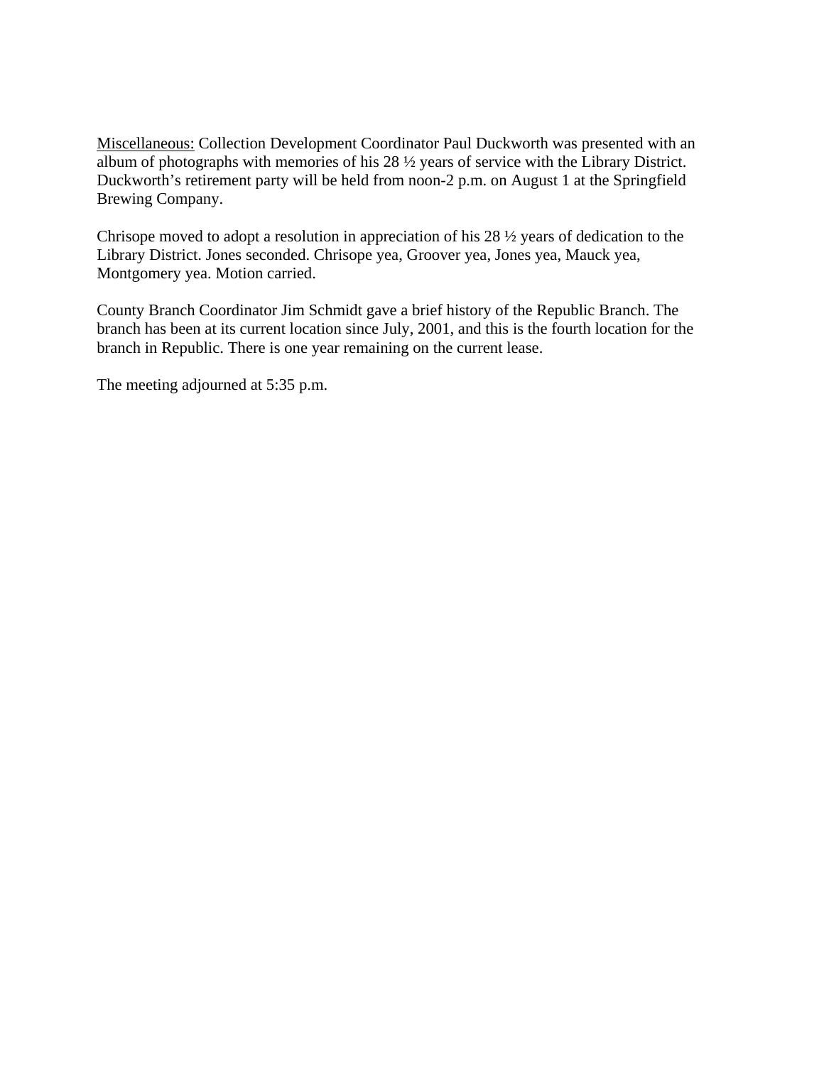<u>Miscellaneous:</u> Collection Development Coordinator Paul Duckworth was presented with an album of photographs with memories of his 28 ½ years of service with the Library District. Duckworth's retirement party will be held from noon-2 p.m. on August 1 at the Springfield Brewing Company.

Chrisope moved to adopt a resolution in appreciation of his 28 ½ years of dedication to the Library District. Jones seconded. Chrisope yea, Groover yea, Jones yea, Mauck yea, Montgomery yea. Motion carried.

County Branch Coordinator Jim Schmidt gave a brief history of the Republic Branch. The branch has been at its current location since July, 2001, and this is the fourth location for the branch in Republic. There is one year remaining on the current lease.

The meeting adjourned at 5:35 p.m.